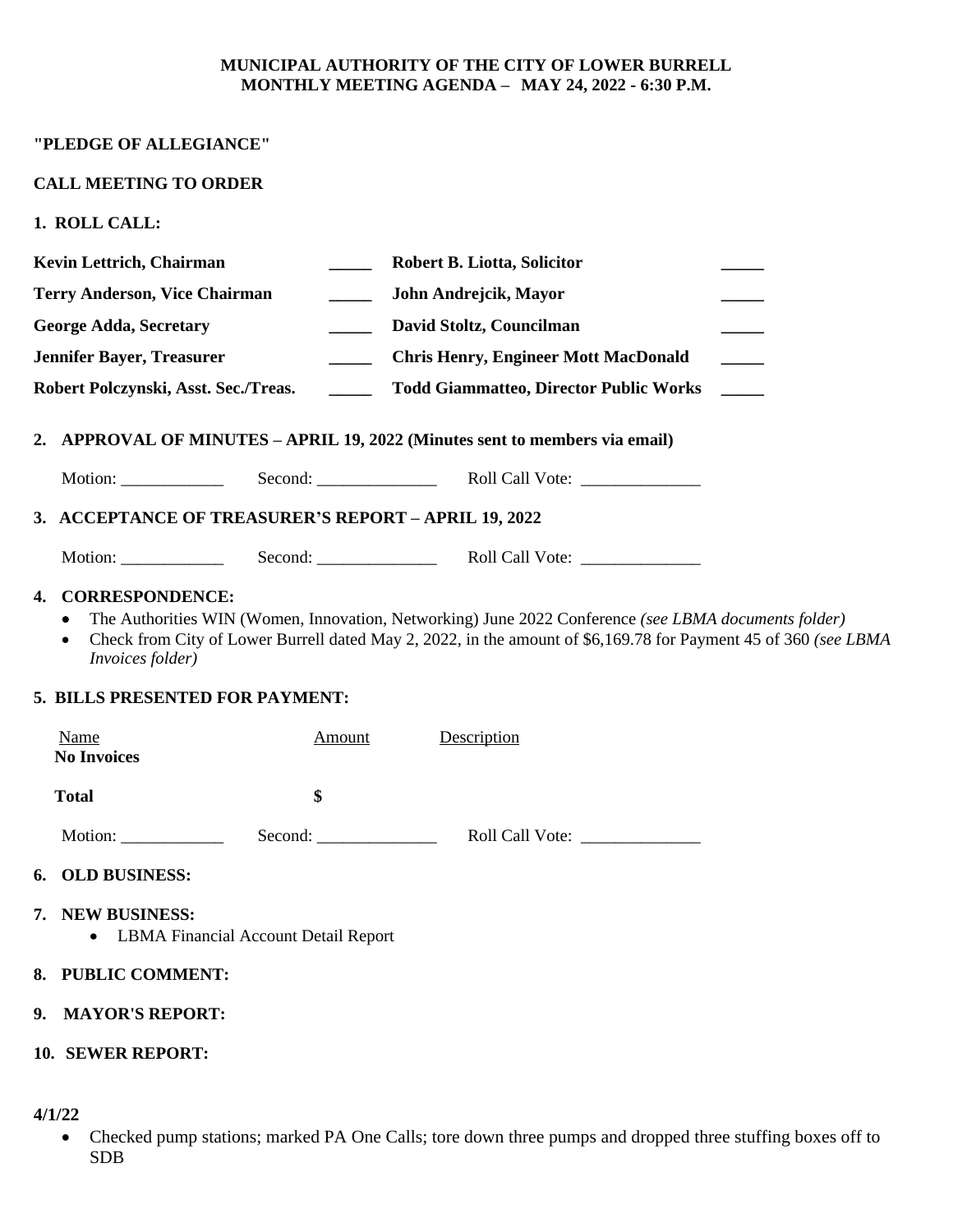**MUNICIPAL AUTHORITY OF THE CITY OF LOWER BURRELL**
**MONTHLY MEETING AGENDA – MAY 24, 2022 - 6:30 P.M.**

**"PLEDGE OF ALLEGIANCE"**

**CALL MEETING TO ORDER**

**1. ROLL CALL:**

| | | | |
|---|---|---|---|
| **Kevin Lettrich, Chairman** | _____ | **Robert B. Liotta, Solicitor** | _____ |
| **Terry Anderson, Vice Chairman** | _____ | **John Andrejcik, Mayor** | _____ |
| **George Adda, Secretary** | _____ | **David Stoltz, Councilman** | _____ |
| **Jennifer Bayer, Treasurer** | _____ | **Chris Henry, Engineer Mott MacDonald** | _____ |
| **Robert Polczynski, Asst. Sec./Treas.** | _____ | **Todd Giammatteo, Director Public Works** | _____ |

**2. APPROVAL OF MINUTES – APRIL 19, 2022 (Minutes sent to members via email)**

Motion: ____________ Second: ______________ Roll Call Vote: ______________

**3. ACCEPTANCE OF TREASURER'S REPORT – APRIL 19, 2022**

Motion: ____________ Second: ______________ Roll Call Vote: ______________

**4. CORRESPONDENCE:**

- The Authorities WIN (Women, Innovation, Networking) June 2022 Conference *(see LBMA documents folder)*
- Check from City of Lower Burrell dated May 2, 2022, in the amount of $6,169.78 for Payment 45 of 360 *(see LBMA Invoices folder)*

**5. BILLS PRESENTED FOR PAYMENT:**

| Name | Amount | Description |
|---|---|---|
| **No Invoices** | | |
| **Total** | **$** | |

Motion: ____________ Second: ______________ Roll Call Vote: ______________

**6. OLD BUSINESS:**

**7. NEW BUSINESS:**

- LBMA Financial Account Detail Report

**8. PUBLIC COMMENT:**

**9. MAYOR'S REPORT:**

**10. SEWER REPORT:**

**4/1/22**

- Checked pump stations; marked PA One Calls; tore down three pumps and dropped three stuffing boxes off to SDB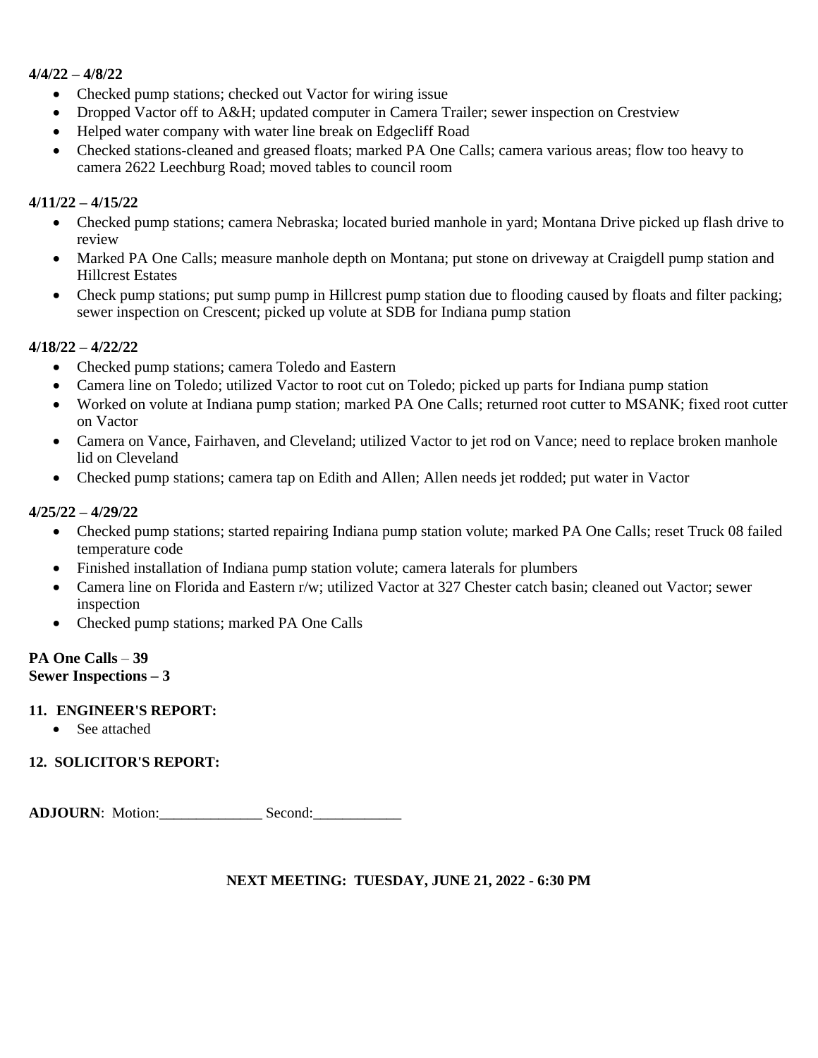**4/4/22 – 4/8/22**

- Checked pump stations; checked out Vactor for wiring issue
- Dropped Vactor off to A&H; updated computer in Camera Trailer; sewer inspection on Crestview
- Helped water company with water line break on Edgecliff Road
- Checked stations-cleaned and greased floats; marked PA One Calls; camera various areas; flow too heavy to camera 2622 Leechburg Road; moved tables to council room

**4/11/22 – 4/15/22**

- Checked pump stations; camera Nebraska; located buried manhole in yard; Montana Drive picked up flash drive to review
- Marked PA One Calls; measure manhole depth on Montana; put stone on driveway at Craigdell pump station and Hillcrest Estates
- Check pump stations; put sump pump in Hillcrest pump station due to flooding caused by floats and filter packing; sewer inspection on Crescent; picked up volute at SDB for Indiana pump station

**4/18/22 – 4/22/22**

- Checked pump stations; camera Toledo and Eastern
- Camera line on Toledo; utilized Vactor to root cut on Toledo; picked up parts for Indiana pump station
- Worked on volute at Indiana pump station; marked PA One Calls; returned root cutter to MSANK; fixed root cutter on Vactor
- Camera on Vance, Fairhaven, and Cleveland; utilized Vactor to jet rod on Vance; need to replace broken manhole lid on Cleveland
- Checked pump stations; camera tap on Edith and Allen; Allen needs jet rodded; put water in Vactor

**4/25/22 – 4/29/22**

- Checked pump stations; started repairing Indiana pump station volute; marked PA One Calls; reset Truck 08 failed temperature code
- Finished installation of Indiana pump station volute; camera laterals for plumbers
- Camera line on Florida and Eastern r/w; utilized Vactor at 327 Chester catch basin; cleaned out Vactor; sewer inspection
- Checked pump stations; marked PA One Calls

**PA One Calls** – **39**
**Sewer Inspections – 3**

**11. ENGINEER'S REPORT:**

- See attached

**12. SOLICITOR'S REPORT:**

**ADJOURN**: Motion:______________ Second:____________

**NEXT MEETING: TUESDAY, JUNE 21, 2022 - 6:30 PM**